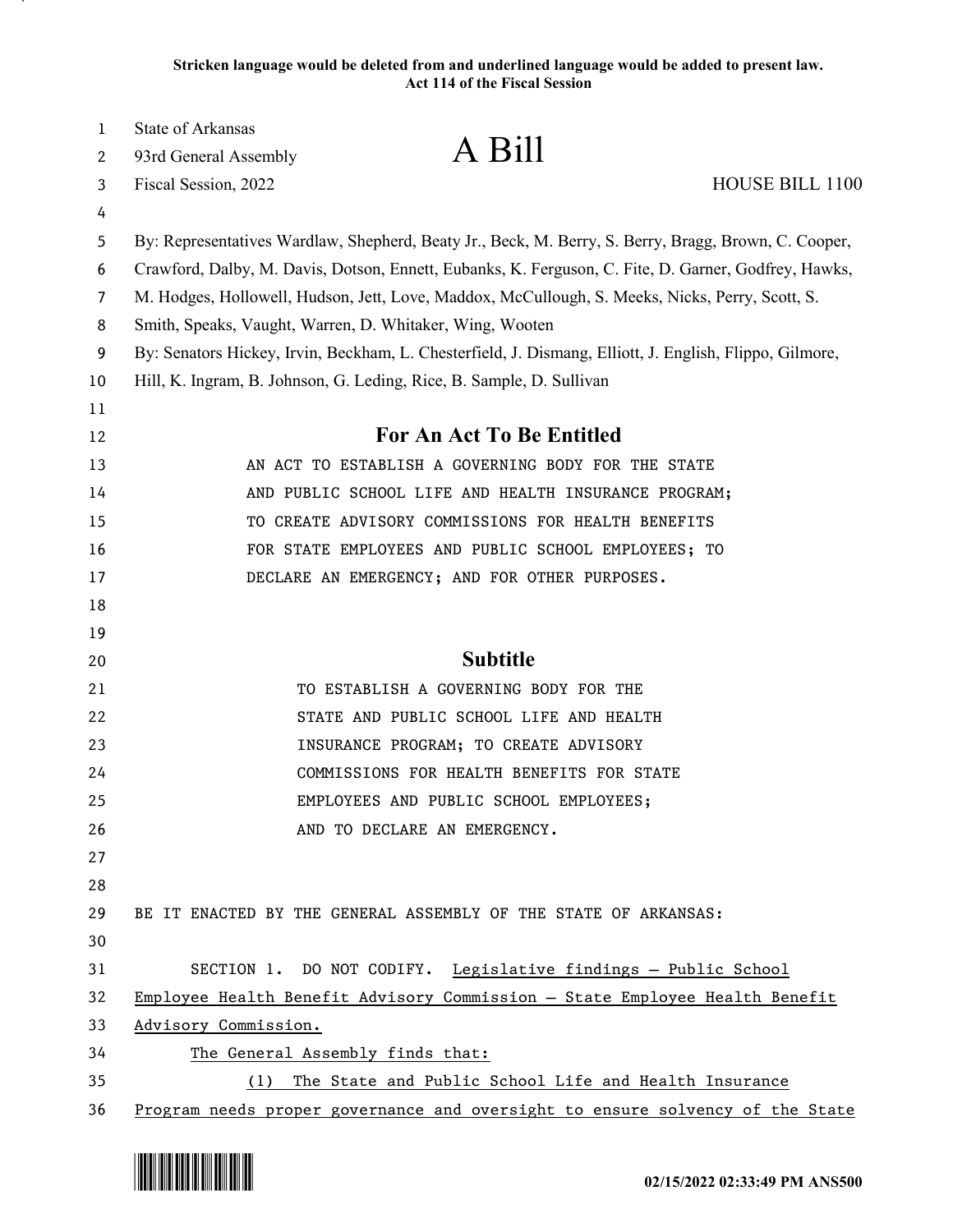**Stricken language would be deleted from and underlined language would be added to present law.**
**Act 114 of the Fiscal Session**

State of Arkansas
93rd General Assembly

# A Bill

Fiscal Session, 2022 HOUSE BILL 1100

By: Representatives Wardlaw, Shepherd, Beaty Jr., Beck, M. Berry, S. Berry, Bragg, Brown, C. Cooper, Crawford, Dalby, M. Davis, Dotson, Ennett, Eubanks, K. Ferguson, C. Fite, D. Garner, Godfrey, Hawks, M. Hodges, Hollowell, Hudson, Jett, Love, Maddox, McCullough, S. Meeks, Nicks, Perry, Scott, S. Smith, Speaks, Vaught, Warren, D. Whitaker, Wing, Wooten
By: Senators Hickey, Irvin, Beckham, L. Chesterfield, J. Dismang, Elliott, J. English, Flippo, Gilmore, Hill, K. Ingram, B. Johnson, G. Leding, Rice, B. Sample, D. Sullivan

## For An Act To Be Entitled

AN ACT TO ESTABLISH A GOVERNING BODY FOR THE STATE AND PUBLIC SCHOOL LIFE AND HEALTH INSURANCE PROGRAM; TO CREATE ADVISORY COMMISSIONS FOR HEALTH BENEFITS FOR STATE EMPLOYEES AND PUBLIC SCHOOL EMPLOYEES; TO DECLARE AN EMERGENCY; AND FOR OTHER PURPOSES.

## Subtitle

TO ESTABLISH A GOVERNING BODY FOR THE STATE AND PUBLIC SCHOOL LIFE AND HEALTH INSURANCE PROGRAM; TO CREATE ADVISORY COMMISSIONS FOR HEALTH BENEFITS FOR STATE EMPLOYEES AND PUBLIC SCHOOL EMPLOYEES; AND TO DECLARE AN EMERGENCY.

BE IT ENACTED BY THE GENERAL ASSEMBLY OF THE STATE OF ARKANSAS:

SECTION 1. DO NOT CODIFY. Legislative findings — Public School Employee Health Benefit Advisory Commission — State Employee Health Benefit Advisory Commission.

The General Assembly finds that:

(1) The State and Public School Life and Health Insurance Program needs proper governance and oversight to ensure solvency of the State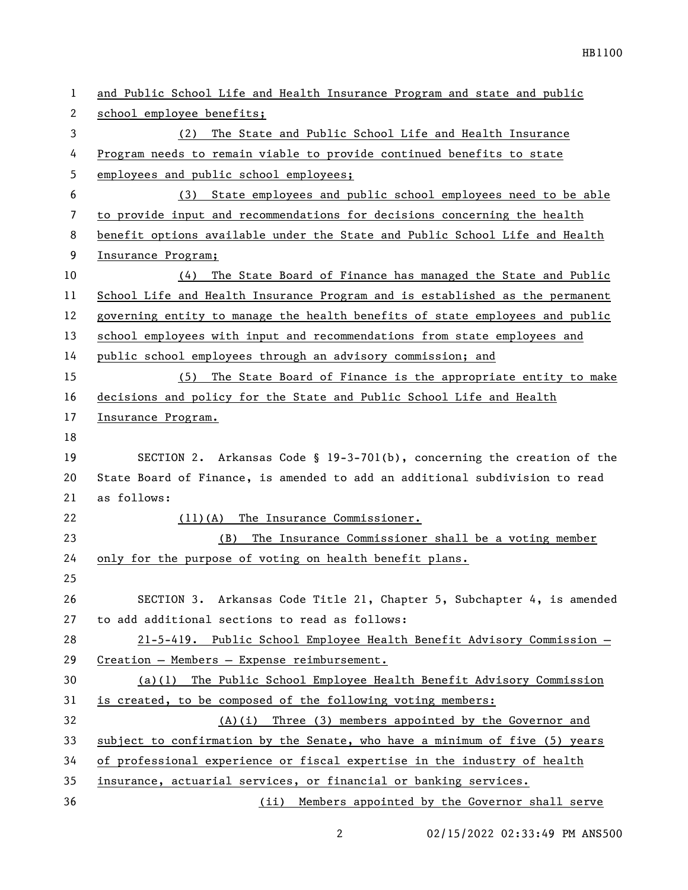and Public School Life and Health Insurance Program and state and public school employee benefits;

(2) The State and Public School Life and Health Insurance Program needs to remain viable to provide continued benefits to state employees and public school employees;

(3) State employees and public school employees need to be able to provide input and recommendations for decisions concerning the health benefit options available under the State and Public School Life and Health Insurance Program;

(4) The State Board of Finance has managed the State and Public School Life and Health Insurance Program and is established as the permanent governing entity to manage the health benefits of state employees and public school employees with input and recommendations from state employees and public school employees through an advisory commission; and

(5) The State Board of Finance is the appropriate entity to make decisions and policy for the State and Public School Life and Health Insurance Program.

SECTION 2. Arkansas Code § 19-3-701(b), concerning the creation of the State Board of Finance, is amended to add an additional subdivision to read as follows:

(11)(A) The Insurance Commissioner.

(B) The Insurance Commissioner shall be a voting member only for the purpose of voting on health benefit plans.

SECTION 3. Arkansas Code Title 21, Chapter 5, Subchapter 4, is amended to add additional sections to read as follows:

21-5-419. Public School Employee Health Benefit Advisory Commission — Creation — Members — Expense reimbursement.

(a)(1) The Public School Employee Health Benefit Advisory Commission is created, to be composed of the following voting members:

(A)(i) Three (3) members appointed by the Governor and subject to confirmation by the Senate, who have a minimum of five (5) years of professional experience or fiscal expertise in the industry of health insurance, actuarial services, or financial or banking services.

(ii) Members appointed by the Governor shall serve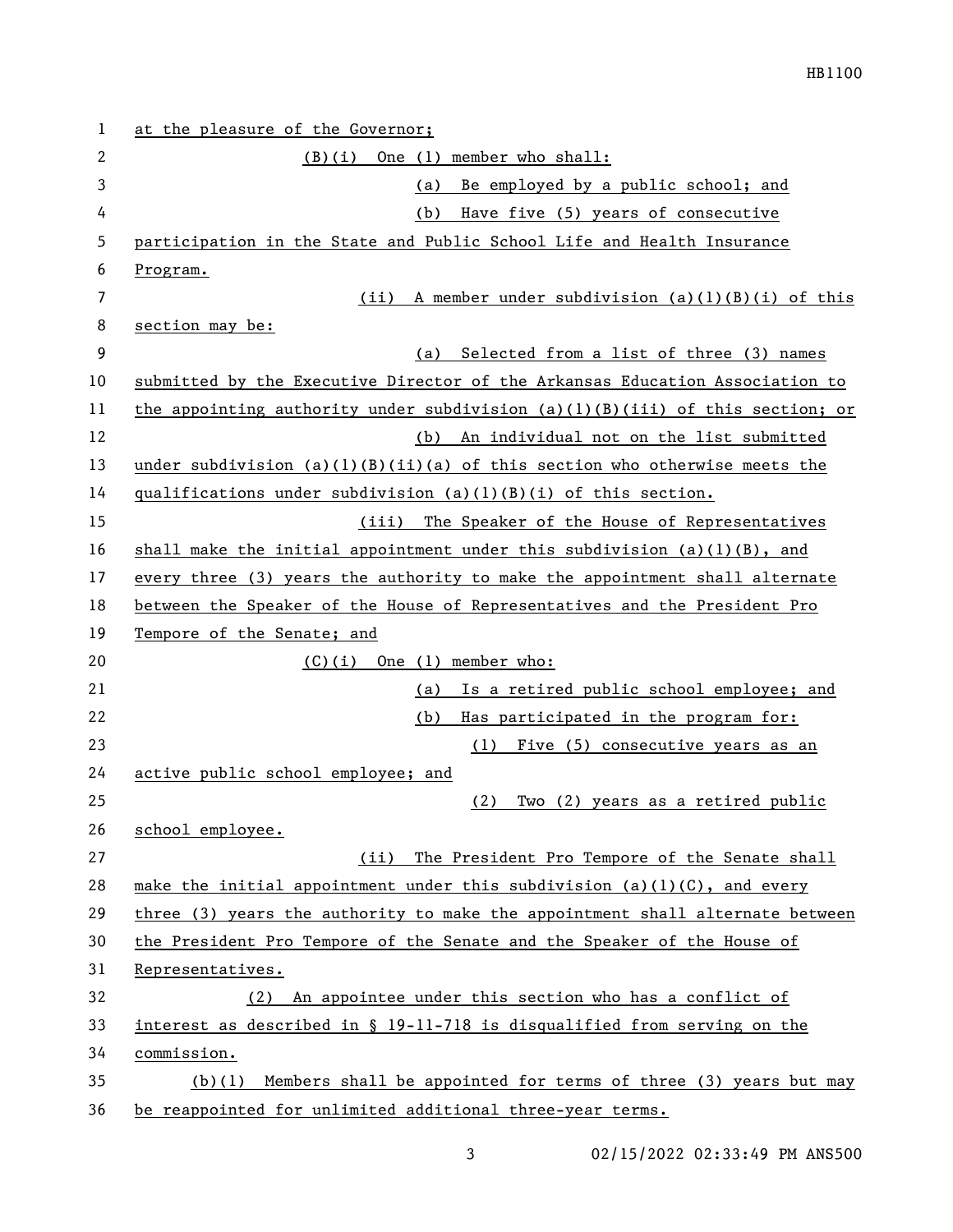at the pleasure of the Governor;

(B)(i) One (1) member who shall:

(a) Be employed by a public school; and

(b) Have five (5) years of consecutive participation in the State and Public School Life and Health Insurance Program.

(ii) A member under subdivision (a)(1)(B)(i) of this section may be:

(a) Selected from a list of three (3) names submitted by the Executive Director of the Arkansas Education Association to the appointing authority under subdivision (a)(1)(B)(iii) of this section; or

(b) An individual not on the list submitted under subdivision (a)(1)(B)(ii)(a) of this section who otherwise meets the qualifications under subdivision (a)(1)(B)(i) of this section.

(iii) The Speaker of the House of Representatives shall make the initial appointment under this subdivision (a)(1)(B), and every three (3) years the authority to make the appointment shall alternate between the Speaker of the House of Representatives and the President Pro Tempore of the Senate; and

(C)(i) One (1) member who:

(a) Is a retired public school employee; and

(b) Has participated in the program for:

(1) Five (5) consecutive years as an active public school employee; and

(2) Two (2) years as a retired public school employee.

(ii) The President Pro Tempore of the Senate shall make the initial appointment under this subdivision (a)(1)(C), and every three (3) years the authority to make the appointment shall alternate between the President Pro Tempore of the Senate and the Speaker of the House of Representatives.

(2) An appointee under this section who has a conflict of interest as described in § 19-11-718 is disqualified from serving on the commission.

(b)(1) Members shall be appointed for terms of three (3) years but may be reappointed for unlimited additional three-year terms.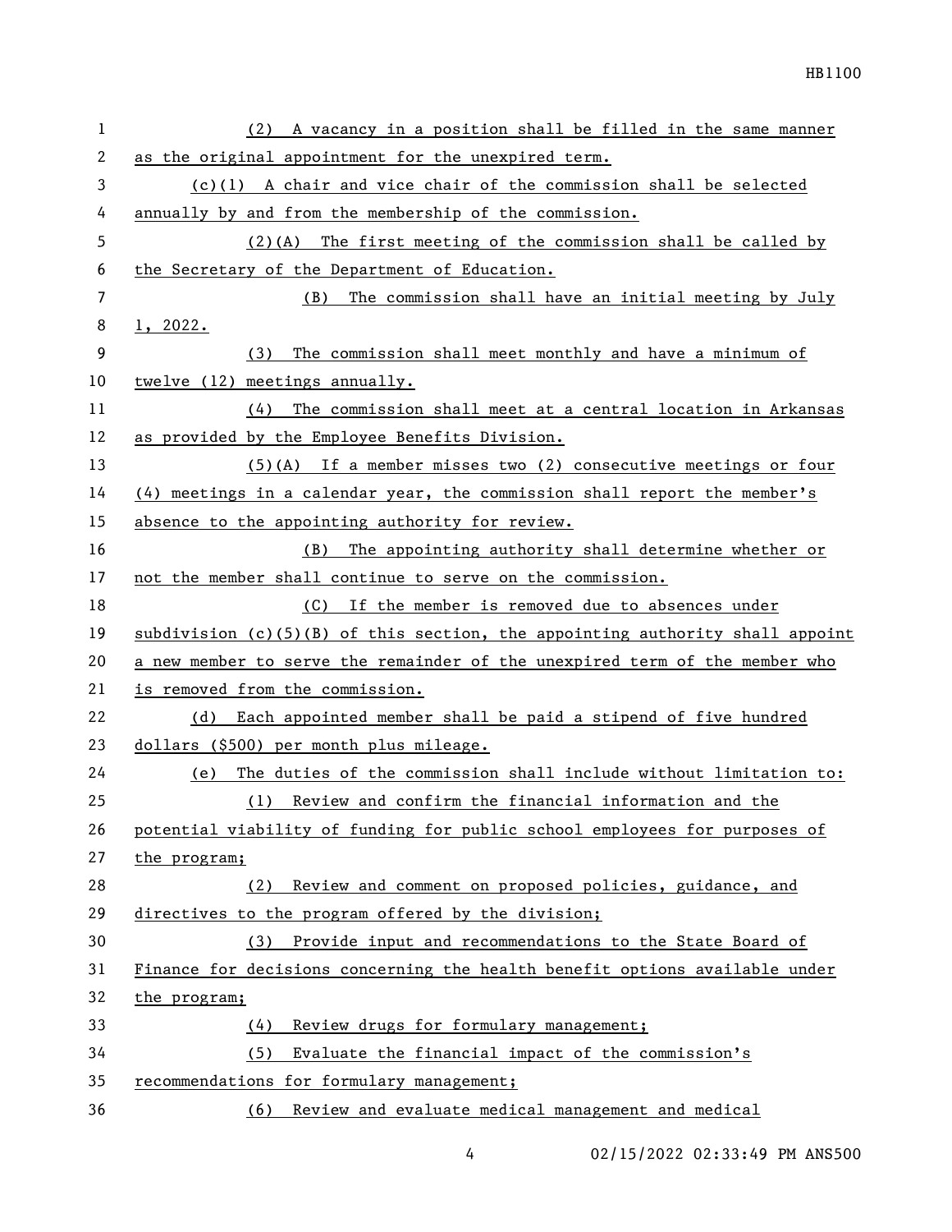(2) A vacancy in a position shall be filled in the same manner as the original appointment for the unexpired term.

(c)(1) A chair and vice chair of the commission shall be selected annually by and from the membership of the commission.

(2)(A) The first meeting of the commission shall be called by the Secretary of the Department of Education.

(B) The commission shall have an initial meeting by July 1, 2022.

(3) The commission shall meet monthly and have a minimum of twelve (12) meetings annually.

(4) The commission shall meet at a central location in Arkansas as provided by the Employee Benefits Division.

(5)(A) If a member misses two (2) consecutive meetings or four (4) meetings in a calendar year, the commission shall report the member's absence to the appointing authority for review.

(B) The appointing authority shall determine whether or not the member shall continue to serve on the commission.

(C) If the member is removed due to absences under subdivision (c)(5)(B) of this section, the appointing authority shall appoint a new member to serve the remainder of the unexpired term of the member who is removed from the commission.

(d) Each appointed member shall be paid a stipend of five hundred dollars ($500) per month plus mileage.

(e) The duties of the commission shall include without limitation to:

(1) Review and confirm the financial information and the potential viability of funding for public school employees for purposes of the program;

(2) Review and comment on proposed policies, guidance, and directives to the program offered by the division;

(3) Provide input and recommendations to the State Board of Finance for decisions concerning the health benefit options available under the program;

(4) Review drugs for formulary management;

(5) Evaluate the financial impact of the commission's recommendations for formulary management;

(6) Review and evaluate medical management and medical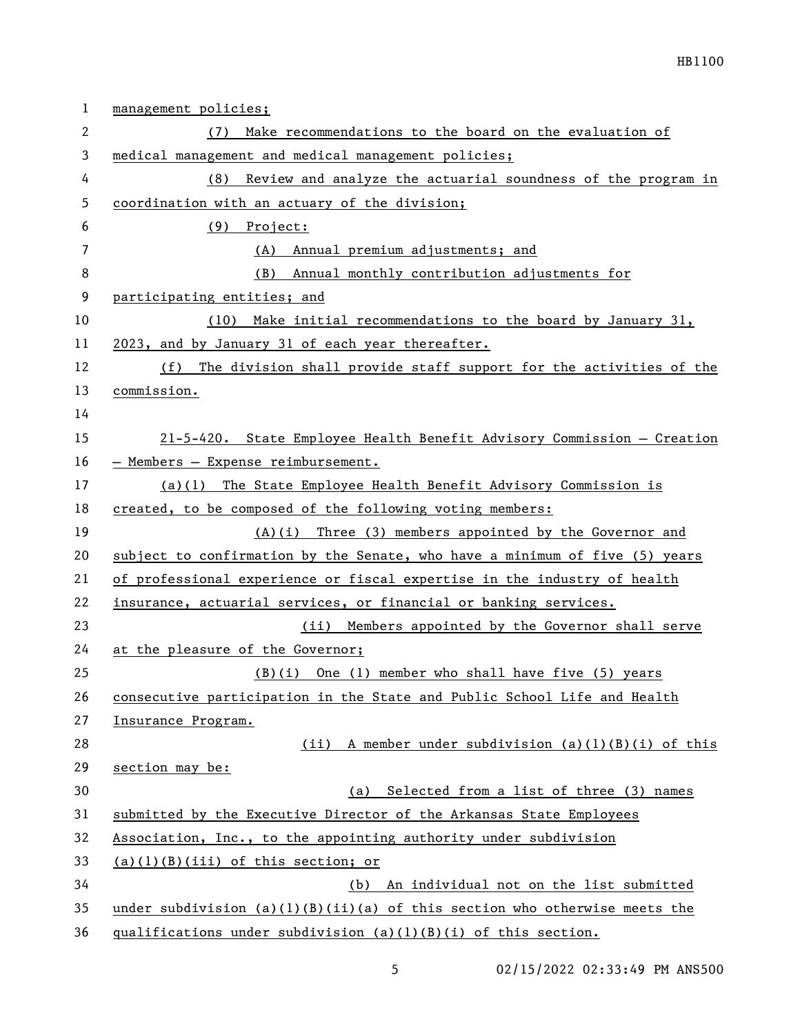management policies;

(7) Make recommendations to the board on the evaluation of medical management and medical management policies;

(8) Review and analyze the actuarial soundness of the program in coordination with an actuary of the division;

(9) Project:

(A) Annual premium adjustments; and

(B) Annual monthly contribution adjustments for participating entities; and

(10) Make initial recommendations to the board by January 31, 2023, and by January 31 of each year thereafter.

(f) The division shall provide staff support for the activities of the commission.

21-5-420. State Employee Health Benefit Advisory Commission — Creation — Members — Expense reimbursement.

(a)(1) The State Employee Health Benefit Advisory Commission is created, to be composed of the following voting members:

(A)(i) Three (3) members appointed by the Governor and subject to confirmation by the Senate, who have a minimum of five (5) years of professional experience or fiscal expertise in the industry of health insurance, actuarial services, or financial or banking services.

(ii) Members appointed by the Governor shall serve at the pleasure of the Governor;

(B)(i) One (1) member who shall have five (5) years consecutive participation in the State and Public School Life and Health Insurance Program.

(ii) A member under subdivision (a)(1)(B)(i) of this section may be:

(a) Selected from a list of three (3) names submitted by the Executive Director of the Arkansas State Employees Association, Inc., to the appointing authority under subdivision (a)(1)(B)(iii) of this section; or

(b) An individual not on the list submitted under subdivision (a)(1)(B)(ii)(a) of this section who otherwise meets the qualifications under subdivision (a)(1)(B)(i) of this section.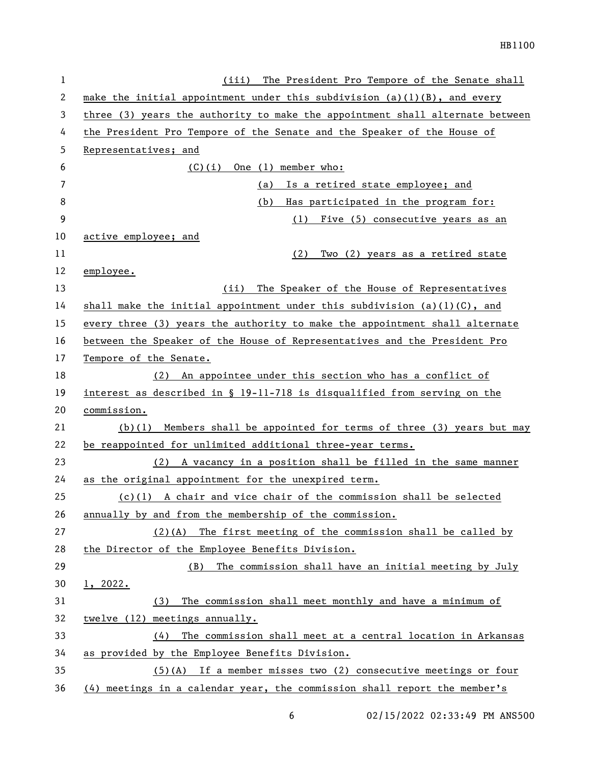(iii) The President Pro Tempore of the Senate shall make the initial appointment under this subdivision (a)(1)(B), and every three (3) years the authority to make the appointment shall alternate between the President Pro Tempore of the Senate and the Speaker of the House of Representatives; and

(C)(i) One (1) member who:

(a) Is a retired state employee; and

(b) Has participated in the program for:

(1) Five (5) consecutive years as an active employee; and

(2) Two (2) years as a retired state employee.

(ii) The Speaker of the House of Representatives shall make the initial appointment under this subdivision (a)(1)(C), and every three (3) years the authority to make the appointment shall alternate between the Speaker of the House of Representatives and the President Pro Tempore of the Senate.

(2) An appointee under this section who has a conflict of interest as described in § 19-11-718 is disqualified from serving on the commission.

(b)(1) Members shall be appointed for terms of three (3) years but may be reappointed for unlimited additional three-year terms.

(2) A vacancy in a position shall be filled in the same manner as the original appointment for the unexpired term.

(c)(1) A chair and vice chair of the commission shall be selected annually by and from the membership of the commission.

(2)(A) The first meeting of the commission shall be called by the Director of the Employee Benefits Division.

(B) The commission shall have an initial meeting by July 1, 2022.

(3) The commission shall meet monthly and have a minimum of twelve (12) meetings annually.

(4) The commission shall meet at a central location in Arkansas as provided by the Employee Benefits Division.

(5)(A) If a member misses two (2) consecutive meetings or four (4) meetings in a calendar year, the commission shall report the member's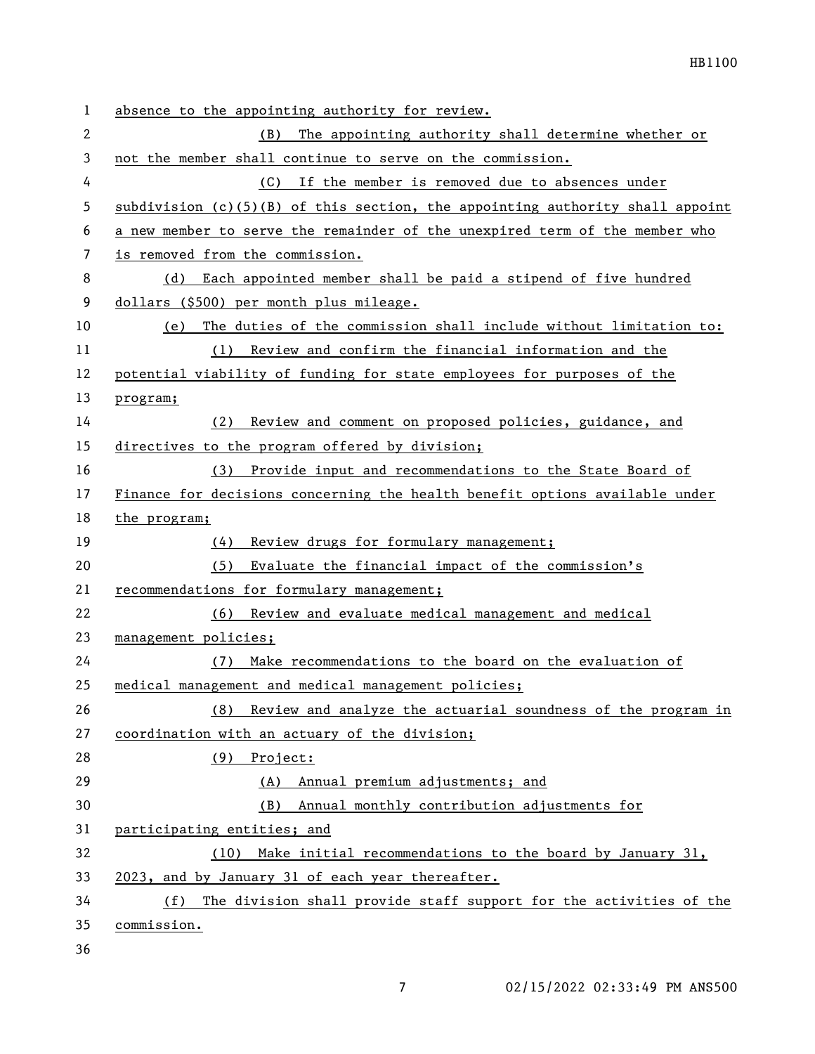absence to the appointing authority for review.

(B) The appointing authority shall determine whether or not the member shall continue to serve on the commission.

(C) If the member is removed due to absences under subdivision (c)(5)(B) of this section, the appointing authority shall appoint a new member to serve the remainder of the unexpired term of the member who is removed from the commission.

(d) Each appointed member shall be paid a stipend of five hundred dollars ($500) per month plus mileage.

(e) The duties of the commission shall include without limitation to:

(1) Review and confirm the financial information and the potential viability of funding for state employees for purposes of the program;

(2) Review and comment on proposed policies, guidance, and directives to the program offered by division;

(3) Provide input and recommendations to the State Board of Finance for decisions concerning the health benefit options available under the program;

(4) Review drugs for formulary management;

(5) Evaluate the financial impact of the commission's recommendations for formulary management;

(6) Review and evaluate medical management and medical management policies;

(7) Make recommendations to the board on the evaluation of medical management and medical management policies;

(8) Review and analyze the actuarial soundness of the program in coordination with an actuary of the division;

(9) Project:

(A) Annual premium adjustments; and

(B) Annual monthly contribution adjustments for participating entities; and

(10) Make initial recommendations to the board by January 31, 2023, and by January 31 of each year thereafter.

(f) The division shall provide staff support for the activities of the commission.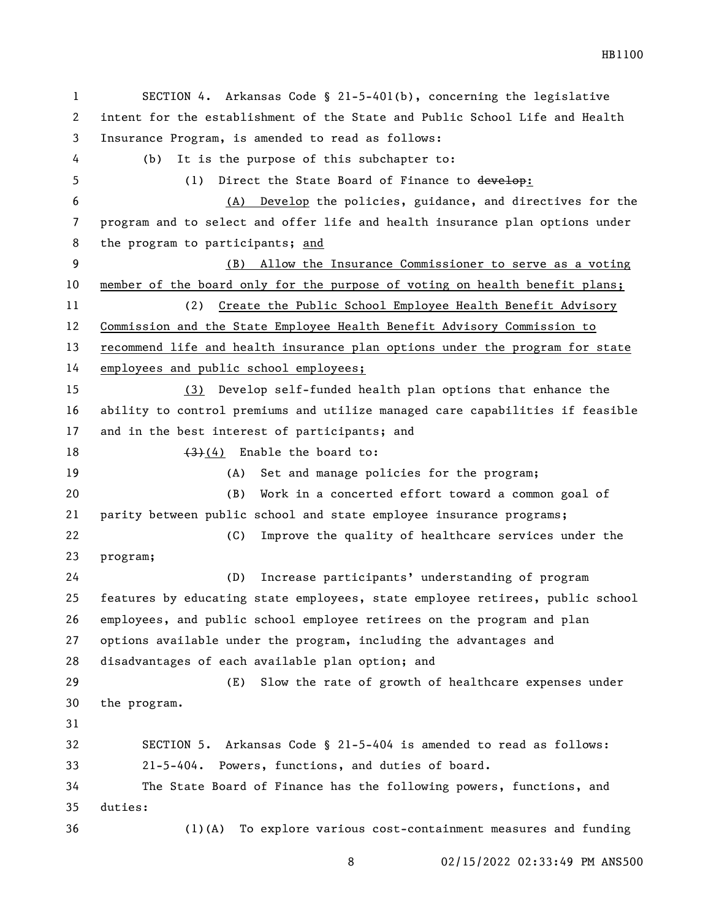SECTION 4. Arkansas Code § 21-5-401(b), concerning the legislative intent for the establishment of the State and Public School Life and Health Insurance Program, is amended to read as follows:

(b) It is the purpose of this subchapter to:

(1) Direct the State Board of Finance to ~~develop~~:

(A) Develop the policies, guidance, and directives for the program and to select and offer life and health insurance plan options under the program to participants; and

(B) Allow the Insurance Commissioner to serve as a voting member of the board only for the purpose of voting on health benefit plans;

(2) Create the Public School Employee Health Benefit Advisory Commission and the State Employee Health Benefit Advisory Commission to recommend life and health insurance plan options under the program for state employees and public school employees;

(3) Develop self-funded health plan options that enhance the ability to control premiums and utilize managed care capabilities if feasible and in the best interest of participants; and

~~(3)~~(4) Enable the board to:

(A) Set and manage policies for the program;

(B) Work in a concerted effort toward a common goal of parity between public school and state employee insurance programs;

(C) Improve the quality of healthcare services under the program;

(D) Increase participants' understanding of program features by educating state employees, state employee retirees, public school employees, and public school employee retirees on the program and plan options available under the program, including the advantages and disadvantages of each available plan option; and

(E) Slow the rate of growth of healthcare expenses under the program.

SECTION 5. Arkansas Code § 21-5-404 is amended to read as follows:

21-5-404. Powers, functions, and duties of board.

The State Board of Finance has the following powers, functions, and duties:

(1)(A) To explore various cost-containment measures and funding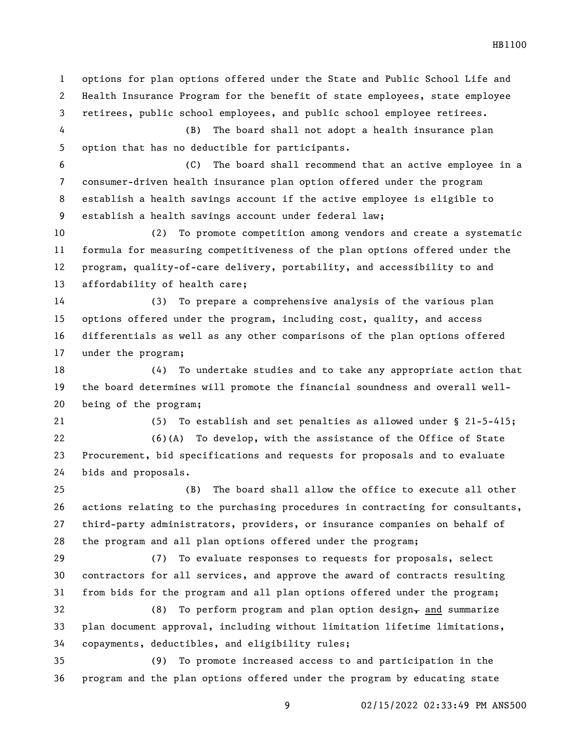options for plan options offered under the State and Public School Life and Health Insurance Program for the benefit of state employees, state employee retirees, public school employees, and public school employee retirees.

(B) The board shall not adopt a health insurance plan option that has no deductible for participants.

(C) The board shall recommend that an active employee in a consumer-driven health insurance plan option offered under the program establish a health savings account if the active employee is eligible to establish a health savings account under federal law;

(2) To promote competition among vendors and create a systematic formula for measuring competitiveness of the plan options offered under the program, quality-of-care delivery, portability, and accessibility to and affordability of health care;

(3) To prepare a comprehensive analysis of the various plan options offered under the program, including cost, quality, and access differentials as well as any other comparisons of the plan options offered under the program;

(4) To undertake studies and to take any appropriate action that the board determines will promote the financial soundness and overall well-being of the program;

(5) To establish and set penalties as allowed under § 21-5-415;

(6)(A) To develop, with the assistance of the Office of State Procurement, bid specifications and requests for proposals and to evaluate bids and proposals.

(B) The board shall allow the office to execute all other actions relating to the purchasing procedures in contracting for consultants, third-party administrators, providers, or insurance companies on behalf of the program and all plan options offered under the program;

(7) To evaluate responses to requests for proposals, select contractors for all services, and approve the award of contracts resulting from bids for the program and all plan options offered under the program;

(8) To perform program and plan option design~~,~~ and summarize plan document approval, including without limitation lifetime limitations, copayments, deductibles, and eligibility rules;

(9) To promote increased access to and participation in the program and the plan options offered under the program by educating state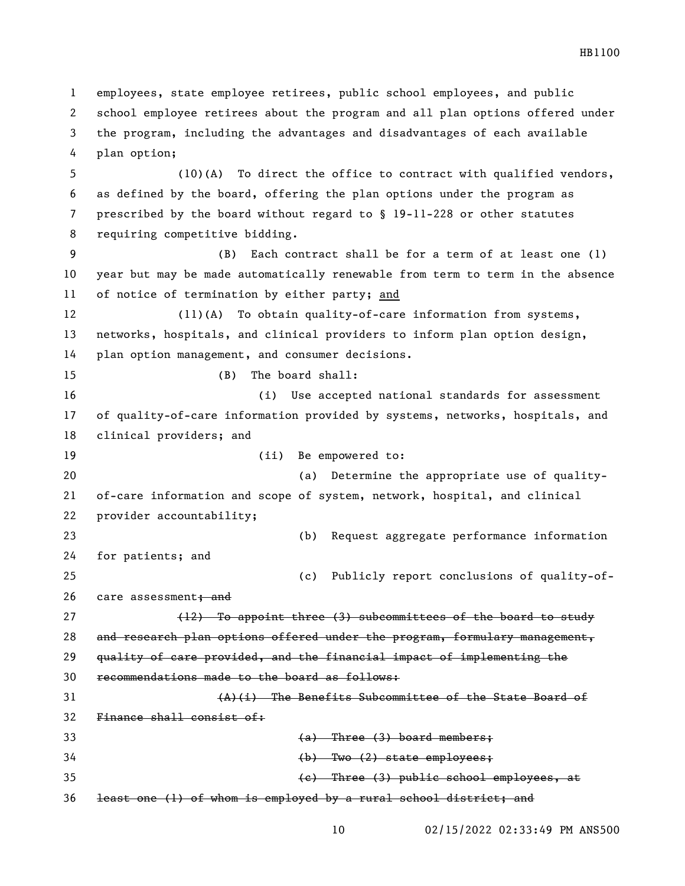employees, state employee retirees, public school employees, and public school employee retirees about the program and all plan options offered under the program, including the advantages and disadvantages of each available plan option;

(10)(A) To direct the office to contract with qualified vendors, as defined by the board, offering the plan options under the program as prescribed by the board without regard to § 19-11-228 or other statutes requiring competitive bidding.

(B) Each contract shall be for a term of at least one (1) year but may be made automatically renewable from term to term in the absence of notice of termination by either party; <u>and</u>

(11)(A) To obtain quality-of-care information from systems, networks, hospitals, and clinical providers to inform plan option design, plan option management, and consumer decisions.

(B) The board shall:

(i) Use accepted national standards for assessment of quality-of-care information provided by systems, networks, hospitals, and clinical providers; and

(ii) Be empowered to:

(a) Determine the appropriate use of quality-of-care information and scope of system, network, hospital, and clinical provider accountability;

(b) Request aggregate performance information for patients; and

(c) Publicly report conclusions of quality-of-care assessment~~; and~~

~~(12) To appoint three (3) subcommittees of the board to study and research plan options offered under the program, formulary management, quality of care provided, and the financial impact of implementing the recommendations made to the board as follows:~~

~~(A)(i) The Benefits Subcommittee of the State Board of Finance shall consist of:~~

~~(a) Three (3) board members;~~

~~(b) Two (2) state employees;~~

~~(c) Three (3) public school employees, at least one (1) of whom is employed by a rural school district; and~~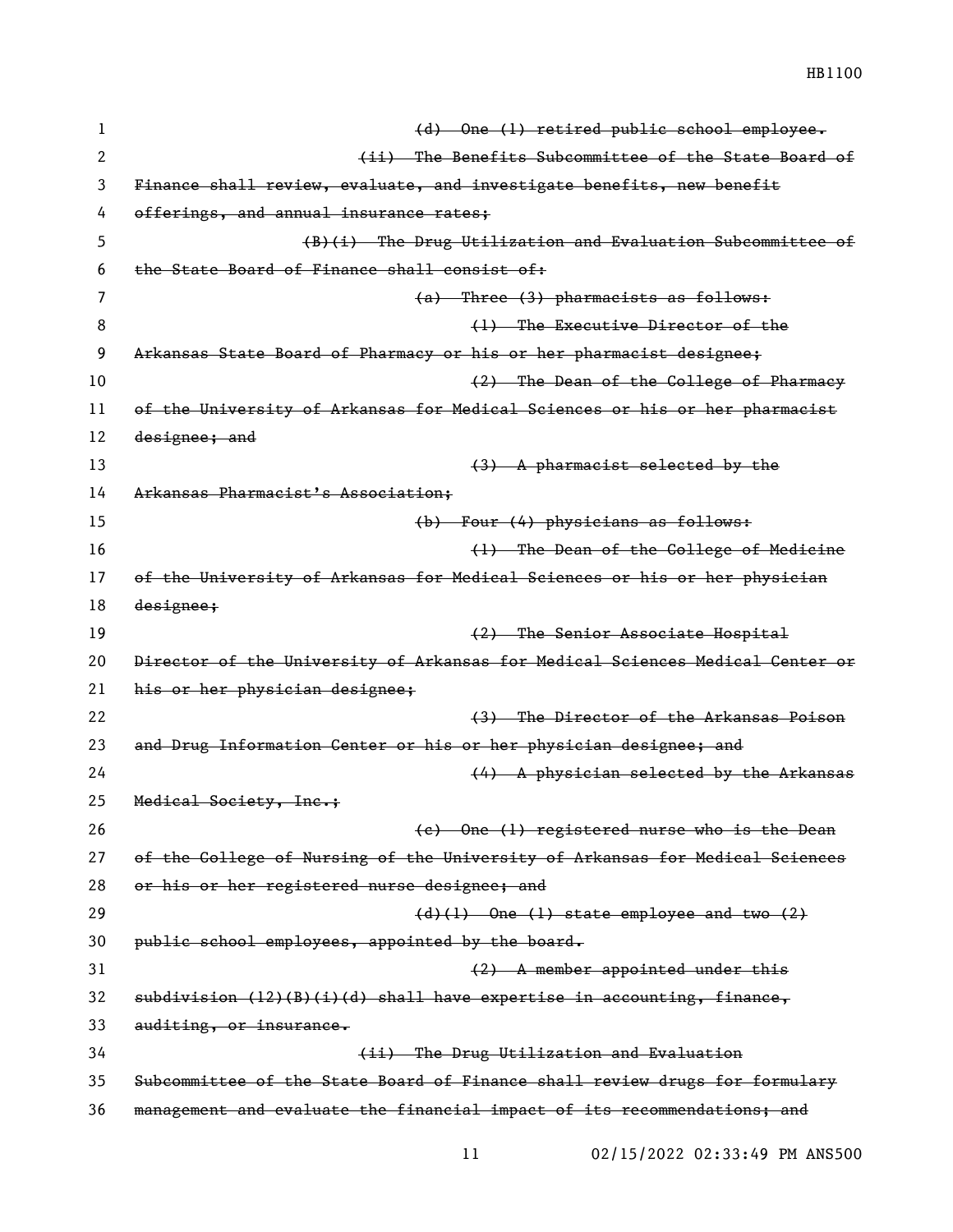~~(d) One (1) retired public school employee.~~

~~(ii) The Benefits Subcommittee of the State Board of Finance shall review, evaluate, and investigate benefits, new benefit offerings, and annual insurance rates;~~

~~(B)(i) The Drug Utilization and Evaluation Subcommittee of the State Board of Finance shall consist of:~~

~~(a) Three (3) pharmacists as follows:~~

~~(1) The Executive Director of the Arkansas State Board of Pharmacy or his or her pharmacist designee;~~

~~(2) The Dean of the College of Pharmacy of the University of Arkansas for Medical Sciences or his or her pharmacist designee; and~~

~~(3) A pharmacist selected by the Arkansas Pharmacist's Association;~~

~~(b) Four (4) physicians as follows:~~

~~(1) The Dean of the College of Medicine of the University of Arkansas for Medical Sciences or his or her physician designee;~~

~~(2) The Senior Associate Hospital Director of the University of Arkansas for Medical Sciences Medical Center or his or her physician designee;~~

~~(3) The Director of the Arkansas Poison and Drug Information Center or his or her physician designee; and~~

~~(4) A physician selected by the Arkansas Medical Society, Inc.;~~

~~(c) One (1) registered nurse who is the Dean of the College of Nursing of the University of Arkansas for Medical Sciences or his or her registered nurse designee; and~~

~~(d)(1) One (1) state employee and two (2) public school employees, appointed by the board.~~

~~(2) A member appointed under this subdivision (12)(B)(i)(d) shall have expertise in accounting, finance, auditing, or insurance.~~

~~(ii) The Drug Utilization and Evaluation Subcommittee of the State Board of Finance shall review drugs for formulary management and evaluate the financial impact of its recommendations; and~~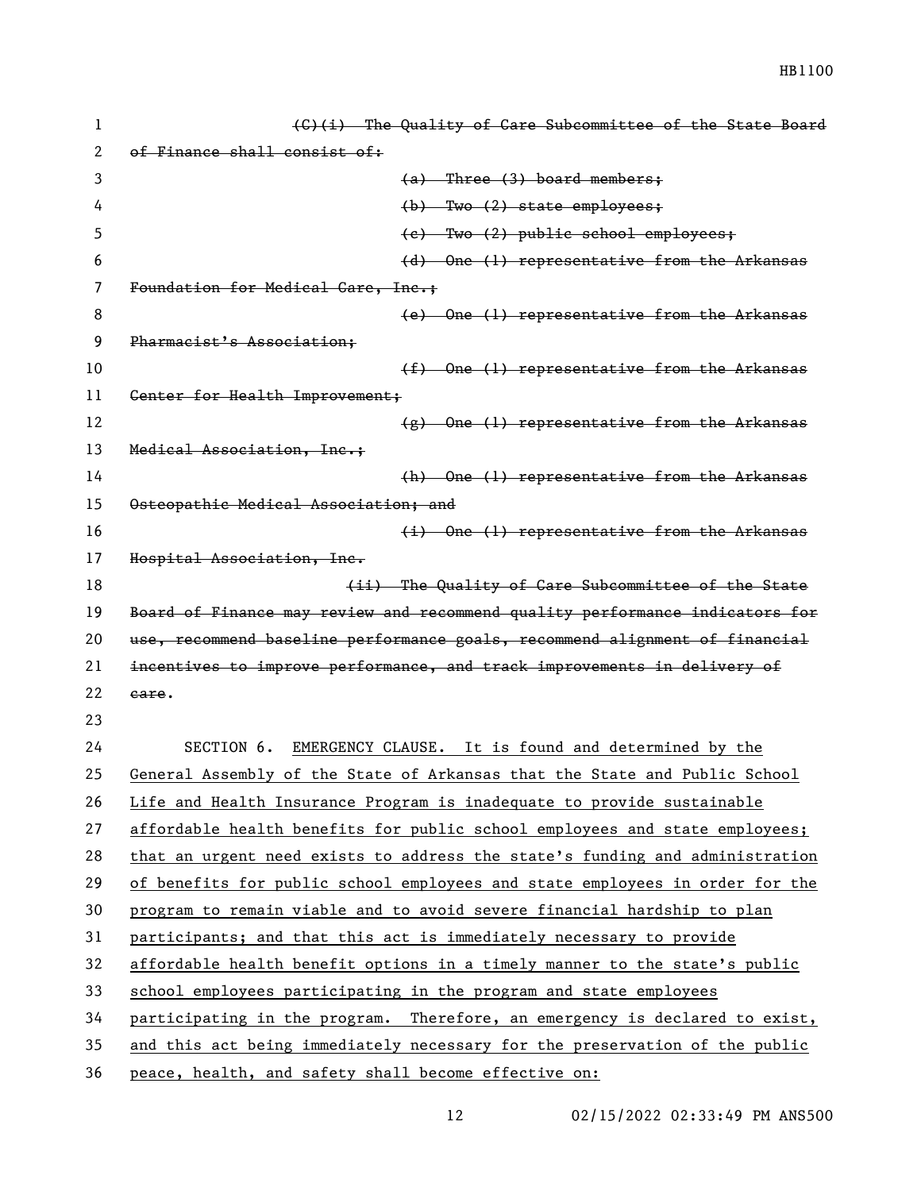~~(C)(i) The Quality of Care Subcommittee of the State Board of Finance shall consist of:~~

~~(a) Three (3) board members;~~

~~(b) Two (2) state employees;~~

~~(c) Two (2) public school employees;~~

~~(d) One (1) representative from the Arkansas Foundation for Medical Care, Inc.;~~

~~(e) One (1) representative from the Arkansas Pharmacist's Association;~~

~~(f) One (1) representative from the Arkansas Center for Health Improvement;~~

~~(g) One (1) representative from the Arkansas Medical Association, Inc.;~~

~~(h) One (1) representative from the Arkansas Osteopathic Medical Association; and~~

~~(i) One (1) representative from the Arkansas Hospital Association, Inc.~~

~~(ii) The Quality of Care Subcommittee of the State Board of Finance may review and recommend quality performance indicators for use, recommend baseline performance goals, recommend alignment of financial incentives to improve performance, and track improvements in delivery of care.~~

SECTION 6. <u>EMERGENCY CLAUSE. It is found and determined by the General Assembly of the State of Arkansas that the State and Public School Life and Health Insurance Program is inadequate to provide sustainable affordable health benefits for public school employees and state employees; that an urgent need exists to address the state's funding and administration of benefits for public school employees and state employees in order for the program to remain viable and to avoid severe financial hardship to plan participants; and that this act is immediately necessary to provide affordable health benefit options in a timely manner to the state's public school employees participating in the program and state employees participating in the program. Therefore, an emergency is declared to exist, and this act being immediately necessary for the preservation of the public peace, health, and safety shall become effective on:</u>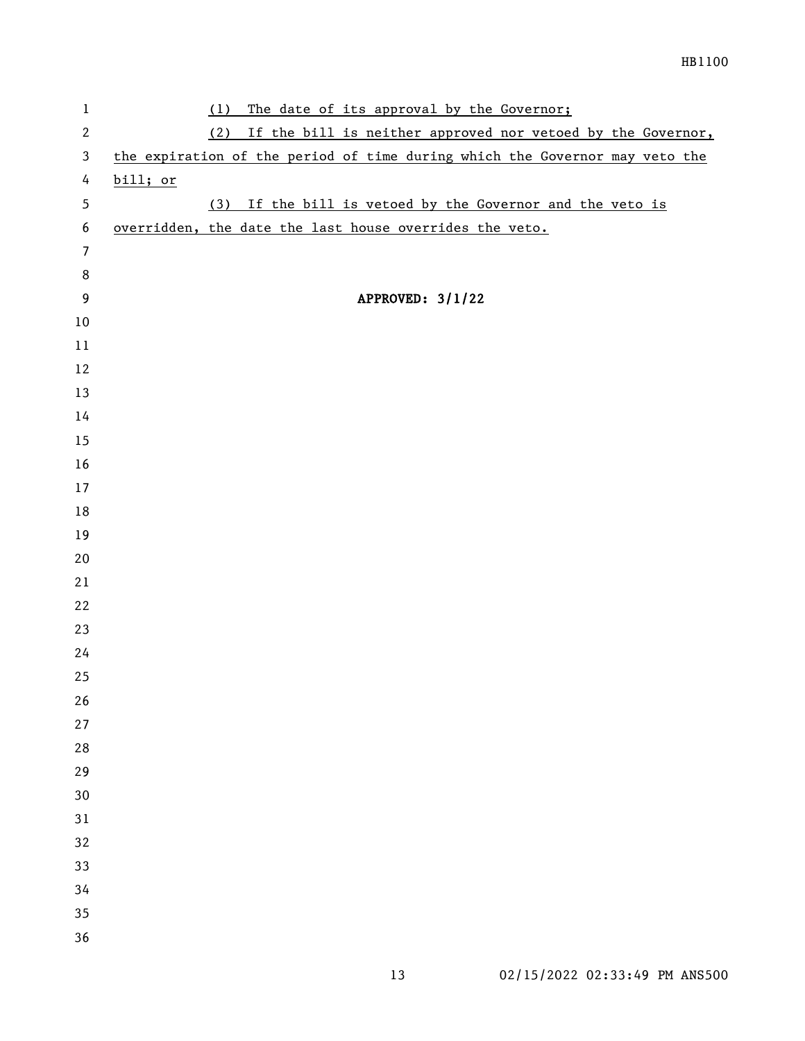(1) The date of its approval by the Governor;

(2) If the bill is neither approved nor vetoed by the Governor, the expiration of the period of time during which the Governor may veto the bill; or

(3) If the bill is vetoed by the Governor and the veto is overridden, the date the last house overrides the veto.

**APPROVED: 3/1/22**